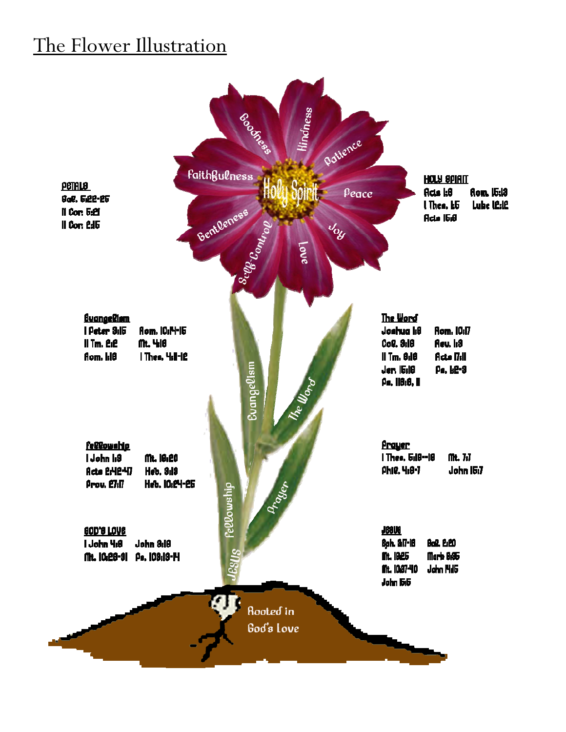# The Flower Illustration

Goodness
Kindness
Patience
Faithfulness
Holy Spirit
Peace
Gentleness
Self-Control
Love
Joy

**PETALS**
Gal. 5:22-25
II Cor. 5:21
II Cor. 2:15

**HOLY SPIRIT**
Acts 1:8 Rom. 15:13
I Thes. 1:5 Luke 12:12
Acts 15:8

**Evangelism**
I Peter 3:15 Rom. 10:14-15
II Tm. 2:2 Mt. 4:18
Rom. 1:16 I Thes. 4:11-12

**The Word**
Joshua 1:8 Rom. 10:17
Col. 3:16 Rev. 1:3
II Tm. 3:16 Acts 17:11
Jer. 15:16 Ps. 1:2-3
Ps. 119:9, 11

Evangelism
The Word

**Fellowship**
I John 1:3 Mt. 18:20
Acts 2:42-47 Heb. 3:13
Prov. 27:17 Heb. 10:24-25

**Prayer**
I Thes. 5:16--18 Mt. 7:7
Phil. 4:6-7 John 15:7

Fellowship
Prayer

**GOD'S LOVE**
I John 4:8 John 3:16
Mt. 10:29-31 Ps. 103:13-14

**JESUS**
Eph. 3:17-18 Gal. 2:20
Mt. 19:25 Mark 8:35
Mt. 10:37-40 John 14:15
John 15:5

Jesus

Rooted in God's Love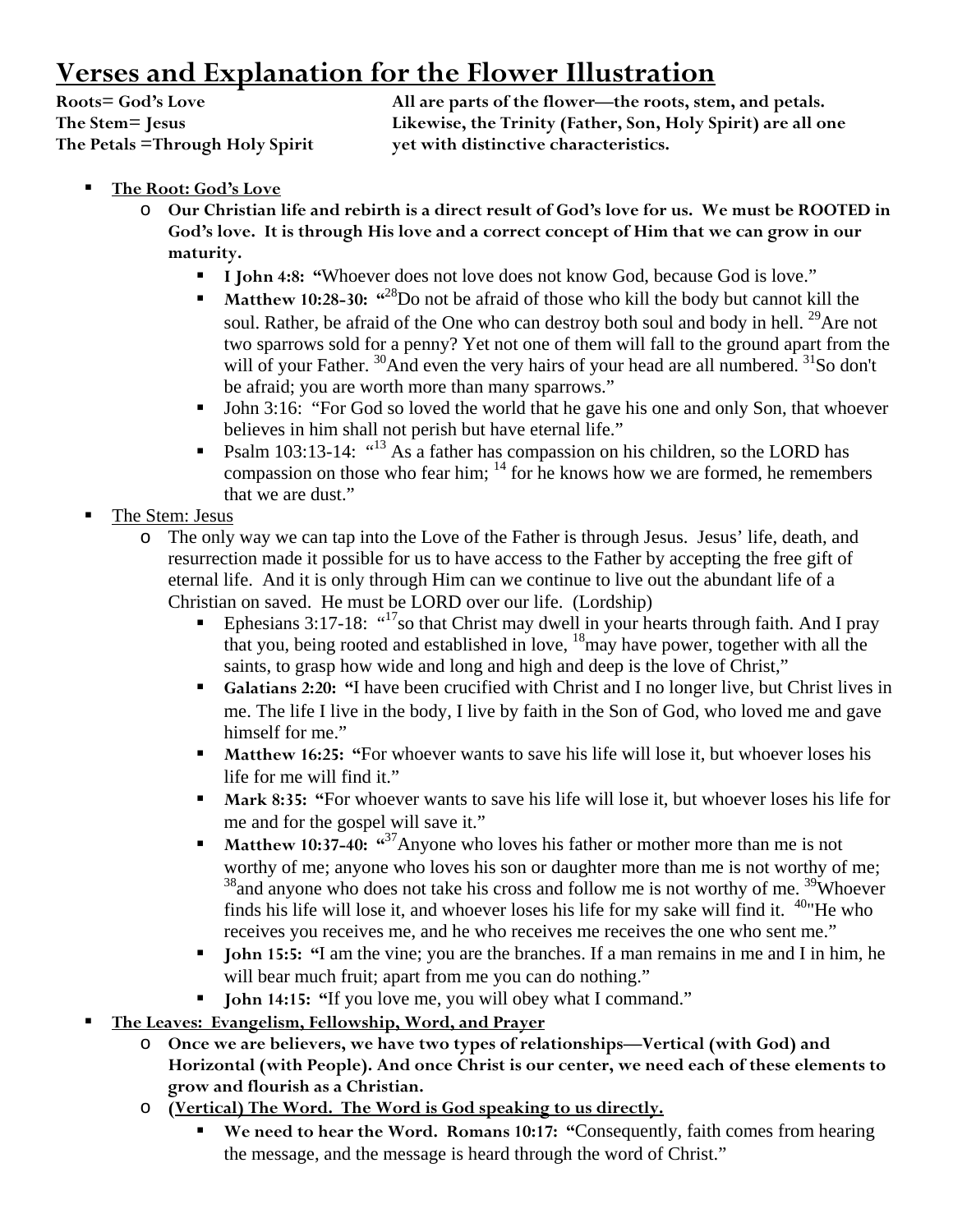# Verses and Explanation for the Flower Illustration

**Roots= God's Love**
**The Stem= Jesus**
**The Petals =Through Holy Spirit**

**All are parts of the flower—the roots, stem, and petals. Likewise, the Trinity (Father, Son, Holy Spirit) are all one yet with distinctive characteristics.**

- **The Root: God's Love**
  - **Our Christian life and rebirth is a direct result of God's love for us. We must be ROOTED in God's love. It is through His love and a correct concept of Him that we can grow in our maturity.**
    - **I John 4:8:** "Whoever does not love does not know God, because God is love."
    - **Matthew 10:28-30:** "[28]Do not be afraid of those who kill the body but cannot kill the soul. Rather, be afraid of the One who can destroy both soul and body in hell. [29]Are not two sparrows sold for a penny? Yet not one of them will fall to the ground apart from the will of your Father. [30]And even the very hairs of your head are all numbered. [31]So don't be afraid; you are worth more than many sparrows."
    - John 3:16: "For God so loved the world that he gave his one and only Son, that whoever believes in him shall not perish but have eternal life."
    - Psalm 103:13-14: "[13] As a father has compassion on his children, so the LORD has compassion on those who fear him; [14] for he knows how we are formed, he remembers that we are dust."
- The Stem: Jesus
  - The only way we can tap into the Love of the Father is through Jesus. Jesus' life, death, and resurrection made it possible for us to have access to the Father by accepting the free gift of eternal life. And it is only through Him can we continue to live out the abundant life of a Christian on saved. He must be LORD over our life. (Lordship)
    - Ephesians 3:17-18: "[17]so that Christ may dwell in your hearts through faith. And I pray that you, being rooted and established in love, [18]may have power, together with all the saints, to grasp how wide and long and high and deep is the love of Christ,"
    - **Galatians 2:20:** "I have been crucified with Christ and I no longer live, but Christ lives in me. The life I live in the body, I live by faith in the Son of God, who loved me and gave himself for me."
    - **Matthew 16:25:** "For whoever wants to save his life will lose it, but whoever loses his life for me will find it."
    - **Mark 8:35:** "For whoever wants to save his life will lose it, but whoever loses his life for me and for the gospel will save it."
    - **Matthew 10:37-40:** "[37]Anyone who loves his father or mother more than me is not worthy of me; anyone who loves his son or daughter more than me is not worthy of me; [38]and anyone who does not take his cross and follow me is not worthy of me. [39]Whoever finds his life will lose it, and whoever loses his life for my sake will find it. [40]"He who receives you receives me, and he who receives me receives the one who sent me."
    - **John 15:5:** "I am the vine; you are the branches. If a man remains in me and I in him, he will bear much fruit; apart from me you can do nothing."
    - **John 14:15:** "If you love me, you will obey what I command."
- **The Leaves: Evangelism, Fellowship, Word, and Prayer**
  - **Once we are believers, we have two types of relationships—Vertical (with God) and Horizontal (with People). And once Christ is our center, we need each of these elements to grow and flourish as a Christian.**
  - **(Vertical) The Word. The Word is God speaking to us directly.**
    - **We need to hear the Word. Romans 10:17:** "Consequently, faith comes from hearing the message, and the message is heard through the word of Christ."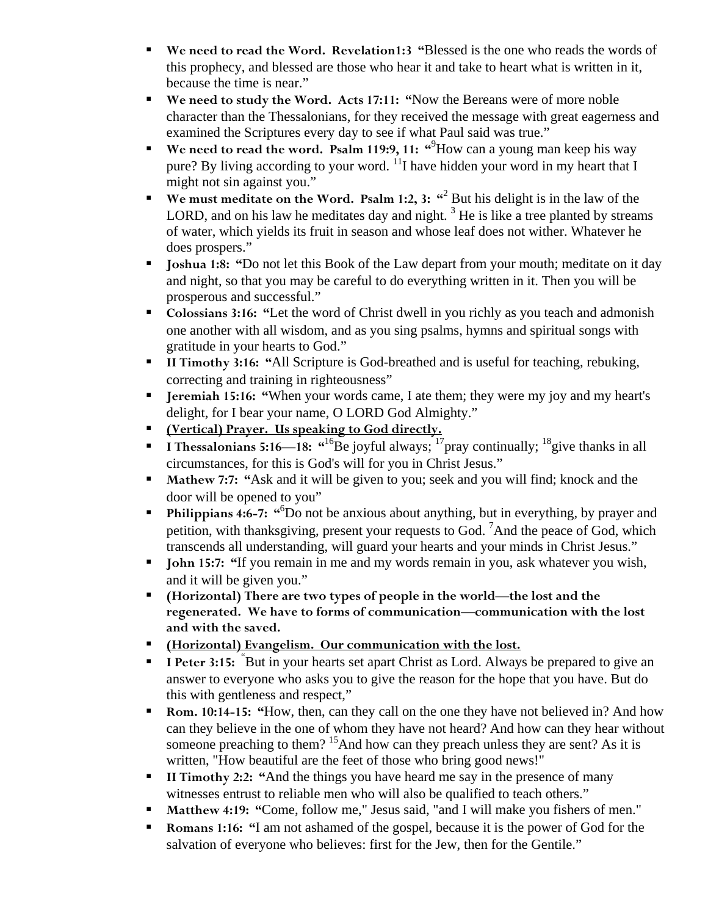- **We need to read the Word. Revelation1:3 "**Blessed is the one who reads the words of this prophecy, and blessed are those who hear it and take to heart what is written in it, because the time is near."
- **We need to study the Word. Acts 17:11: "**Now the Bereans were of more noble character than the Thessalonians, for they received the message with great eagerness and examined the Scriptures every day to see if what Paul said was true."
- **We need to read the word. Psalm 119:9, 11: "**[9]How can a young man keep his way pure? By living according to your word. [11]I have hidden your word in my heart that I might not sin against you."
- **We must meditate on the Word. Psalm 1:2, 3: "**[2] But his delight is in the law of the LORD, and on his law he meditates day and night. [3] He is like a tree planted by streams of water, which yields its fruit in season and whose leaf does not wither. Whatever he does prospers."
- **Joshua 1:8: "**Do not let this Book of the Law depart from your mouth; meditate on it day and night, so that you may be careful to do everything written in it. Then you will be prosperous and successful."
- **Colossians 3:16: "**Let the word of Christ dwell in you richly as you teach and admonish one another with all wisdom, and as you sing psalms, hymns and spiritual songs with gratitude in your hearts to God."
- **II Timothy 3:16: "**All Scripture is God-breathed and is useful for teaching, rebuking, correcting and training in righteousness"
- **Jeremiah 15:16: "**When your words came, I ate them; they were my joy and my heart's delight, for I bear your name, O LORD God Almighty."
- **<u>(Vertical) Prayer. Us speaking to God directly.</u>**
- **I Thessalonians 5:16—18: "**[16]Be joyful always; [17]pray continually; [18]give thanks in all circumstances, for this is God's will for you in Christ Jesus."
- **Mathew 7:7: "**Ask and it will be given to you; seek and you will find; knock and the door will be opened to you"
- **Philippians 4:6-7: "**[6]Do not be anxious about anything, but in everything, by prayer and petition, with thanksgiving, present your requests to God. [7]And the peace of God, which transcends all understanding, will guard your hearts and your minds in Christ Jesus."
- **John 15:7: "**If you remain in me and my words remain in you, ask whatever you wish, and it will be given you."
- **(Horizontal) There are two types of people in the world—the lost and the regenerated. We have to forms of communication—communication with the lost and with the saved.**
- **<u>(Horizontal) Evangelism. Our communication with the lost.</u>**
- **I Peter 3:15:** "But in your hearts set apart Christ as Lord. Always be prepared to give an answer to everyone who asks you to give the reason for the hope that you have. But do this with gentleness and respect,"
- **Rom. 10:14-15: "**How, then, can they call on the one they have not believed in? And how can they believe in the one of whom they have not heard? And how can they hear without someone preaching to them? [15]And how can they preach unless they are sent? As it is written, "How beautiful are the feet of those who bring good news!"
- **II Timothy 2:2: "**And the things you have heard me say in the presence of many witnesses entrust to reliable men who will also be qualified to teach others."
- **Matthew 4:19: "**Come, follow me," Jesus said, "and I will make you fishers of men."
- **Romans 1:16: "**I am not ashamed of the gospel, because it is the power of God for the salvation of everyone who believes: first for the Jew, then for the Gentile."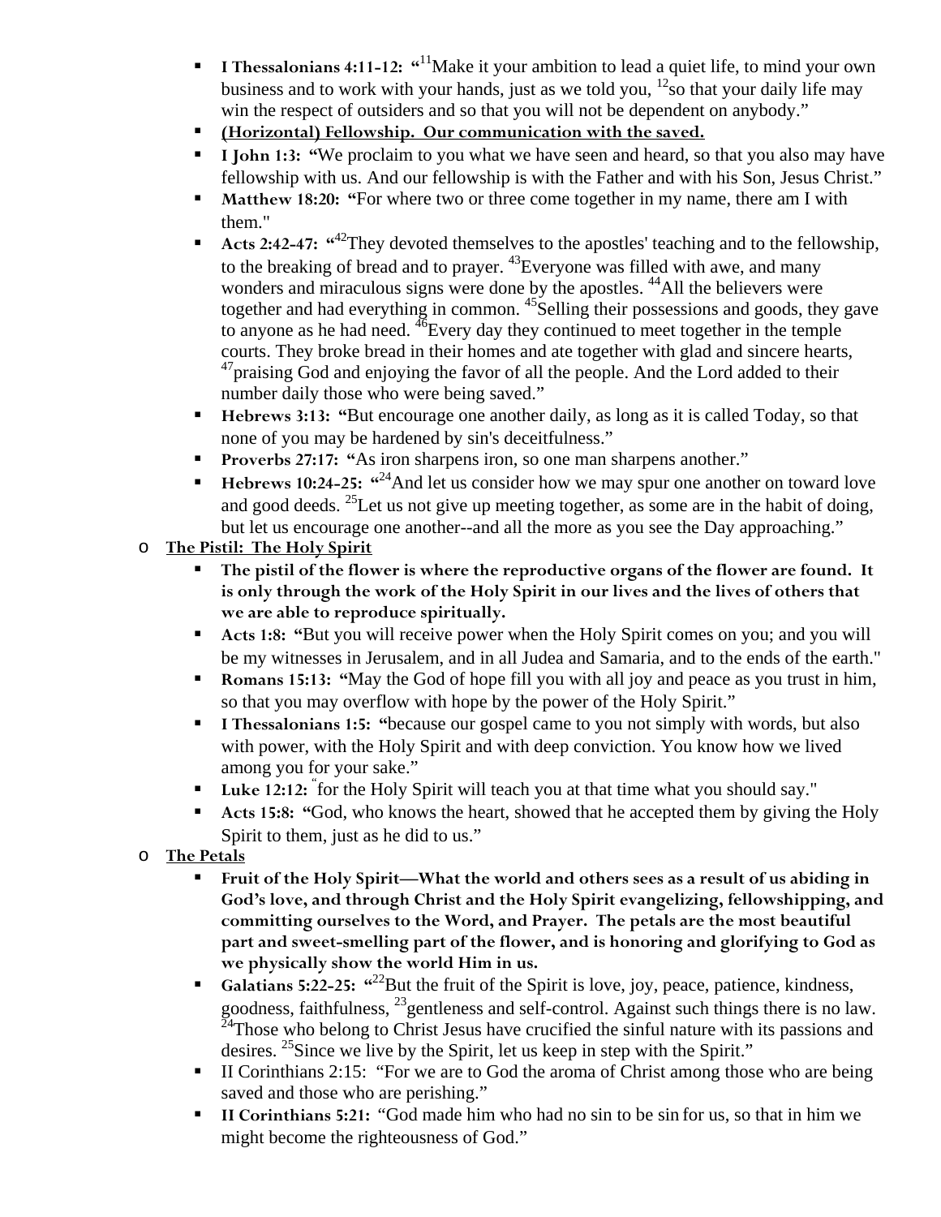- **I Thessalonians 4:11-12: "**[11]Make it your ambition to lead a quiet life, to mind your own business and to work with your hands, just as we told you, [12]so that your daily life may win the respect of outsiders and so that you will not be dependent on anybody."
   - **(Horizontal) Fellowship. Our communication with the saved.**
   - **I John 1:3: "**We proclaim to you what we have seen and heard, so that you also may have fellowship with us. And our fellowship is with the Father and with his Son, Jesus Christ."
   - **Matthew 18:20: "**For where two or three come together in my name, there am I with them."
   - **Acts 2:42-47: "**[42]They devoted themselves to the apostles' teaching and to the fellowship, to the breaking of bread and to prayer. [43]Everyone was filled with awe, and many wonders and miraculous signs were done by the apostles. [44]All the believers were together and had everything in common. [45]Selling their possessions and goods, they gave to anyone as he had need. [46]Every day they continued to meet together in the temple courts. They broke bread in their homes and ate together with glad and sincere hearts, [47]praising God and enjoying the favor of all the people. And the Lord added to their number daily those who were being saved."
   - **Hebrews 3:13: "**But encourage one another daily, as long as it is called Today, so that none of you may be hardened by sin's deceitfulness."
   - **Proverbs 27:17: "**As iron sharpens iron, so one man sharpens another."
   - **Hebrews 10:24-25: "**[24]And let us consider how we may spur one another on toward love and good deeds. [25]Let us not give up meeting together, as some are in the habit of doing, but let us encourage one another--and all the more as you see the Day approaching."
- **The Pistil: The Holy Spirit**
   - **The pistil of the flower is where the reproductive organs of the flower are found. It is only through the work of the Holy Spirit in our lives and the lives of others that we are able to reproduce spiritually.**
   - **Acts 1:8: "**But you will receive power when the Holy Spirit comes on you; and you will be my witnesses in Jerusalem, and in all Judea and Samaria, and to the ends of the earth."
   - **Romans 15:13: "**May the God of hope fill you with all joy and peace as you trust in him, so that you may overflow with hope by the power of the Holy Spirit."
   - **I Thessalonians 1:5: "**because our gospel came to you not simply with words, but also with power, with the Holy Spirit and with deep conviction. You know how we lived among you for your sake."
   - **Luke 12:12:** "for the Holy Spirit will teach you at that time what you should say."
   - **Acts 15:8: "**God, who knows the heart, showed that he accepted them by giving the Holy Spirit to them, just as he did to us."
- **The Petals**
   - **Fruit of the Holy Spirit—What the world and others sees as a result of us abiding in God's love, and through Christ and the Holy Spirit evangelizing, fellowshipping, and committing ourselves to the Word, and Prayer. The petals are the most beautiful part and sweet-smelling part of the flower, and is honoring and glorifying to God as we physically show the world Him in us.**
   - **Galatians 5:22-25: "**[22]But the fruit of the Spirit is love, joy, peace, patience, kindness, goodness, faithfulness, [23]gentleness and self-control. Against such things there is no law. [24]Those who belong to Christ Jesus have crucified the sinful nature with its passions and desires. [25]Since we live by the Spirit, let us keep in step with the Spirit."
   - II Corinthians 2:15: "For we are to God the aroma of Christ among those who are being saved and those who are perishing."
   - **II Corinthians 5:21:** "God made him who had no sin to be sin for us, so that in him we might become the righteousness of God."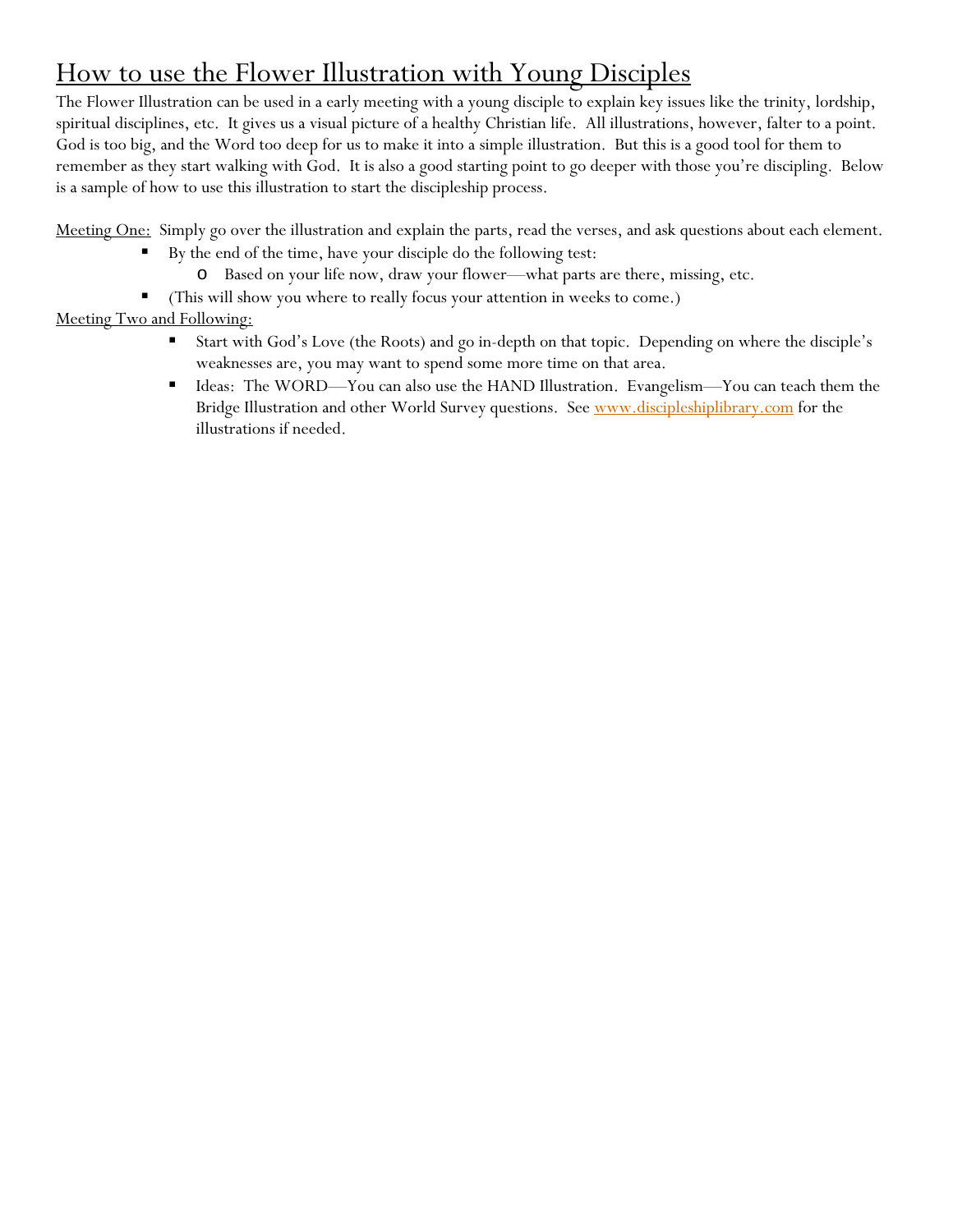# How to use the Flower Illustration with Young Disciples

The Flower Illustration can be used in a early meeting with a young disciple to explain key issues like the trinity, lordship, spiritual disciplines, etc. It gives us a visual picture of a healthy Christian life. All illustrations, however, falter to a point. God is too big, and the Word too deep for us to make it into a simple illustration. But this is a good tool for them to remember as they start walking with God. It is also a good starting point to go deeper with those you're discipling. Below is a sample of how to use this illustration to start the discipleship process.

Meeting One: Simply go over the illustration and explain the parts, read the verses, and ask questions about each element.

- By the end of the time, have your disciple do the following test:
  - Based on your life now, draw your flower—what parts are there, missing, etc.
- (This will show you where to really focus your attention in weeks to come.)

Meeting Two and Following:

- Start with God's Love (the Roots) and go in-depth on that topic. Depending on where the disciple's weaknesses are, you may want to spend some more time on that area.
- Ideas: The WORD—You can also use the HAND Illustration. Evangelism—You can teach them the Bridge Illustration and other World Survey questions. See [www.discipleshiplibrary.com](http://www.discipleshiplibrary.com) for the illustrations if needed.